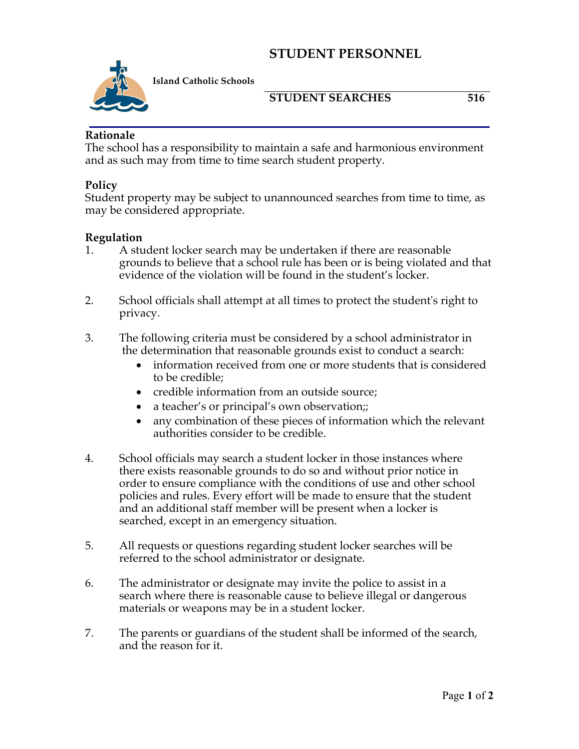# STUDENT PERSONNEL

**Island Catholic Schools**

## STUDENT SEARCHES 516

### Rationale

The school has a responsibility to maintain a safe and harmonious environment and as such may from time to time search student property.

### Policy

Student property may be subject to unannounced searches from time to time, as may be considered appropriate.

### Regulation

1. A student locker search may be undertaken if there are reasonable grounds to believe that a school rule has been or is being violated and that evidence of the violation will be found in the student's locker.

2. School officials shall attempt at all times to protect the student's right to privacy.

3. The following criteria must be considered by a school administrator in the determination that reasonable grounds exist to conduct a search:
   - information received from one or more students that is considered to be credible;
   - credible information from an outside source;
   - a teacher's or principal's own observation;;
   - any combination of these pieces of information which the relevant authorities consider to be credible.

4. School officials may search a student locker in those instances where there exists reasonable grounds to do so and without prior notice in order to ensure compliance with the conditions of use and other school policies and rules. Every effort will be made to ensure that the student and an additional staff member will be present when a locker is searched, except in an emergency situation.

5. All requests or questions regarding student locker searches will be referred to the school administrator or designate.

6. The administrator or designate may invite the police to assist in a search where there is reasonable cause to believe illegal or dangerous materials or weapons may be in a student locker.

7. The parents or guardians of the student shall be informed of the search, and the reason for it.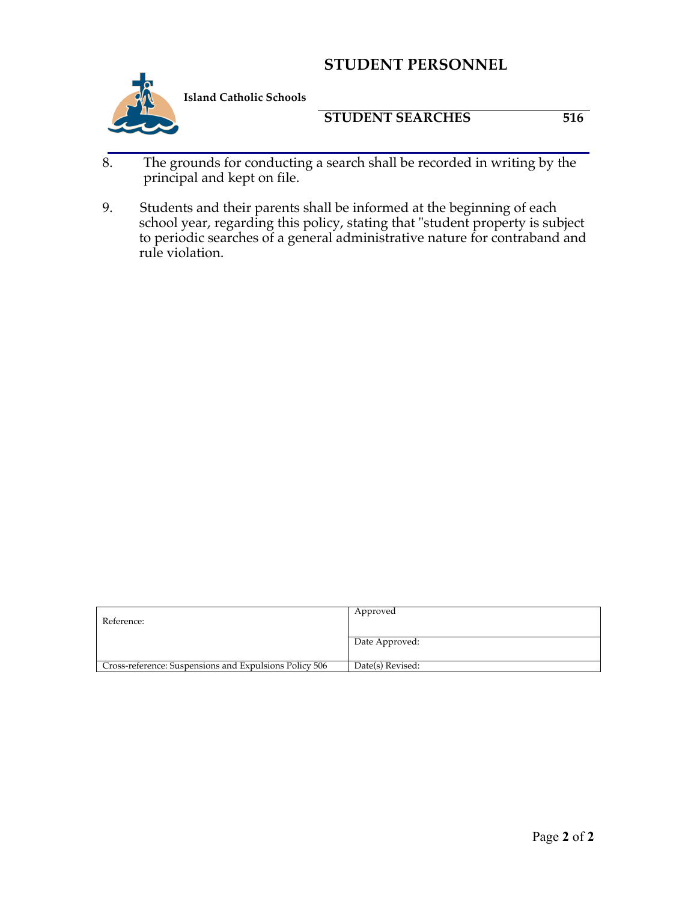8. The grounds for conducting a search shall be recorded in writing by the principal and kept on file.

9. Students and their parents shall be informed at the beginning of each school year, regarding this policy, stating that "student property is subject to periodic searches of a general administrative nature for contraband and rule violation.

| | |
|---|---|
| Reference: | Approved |
| | Date Approved: |
| Cross-reference: Suspensions and Expulsions Policy 506 | Date(s) Revised: |